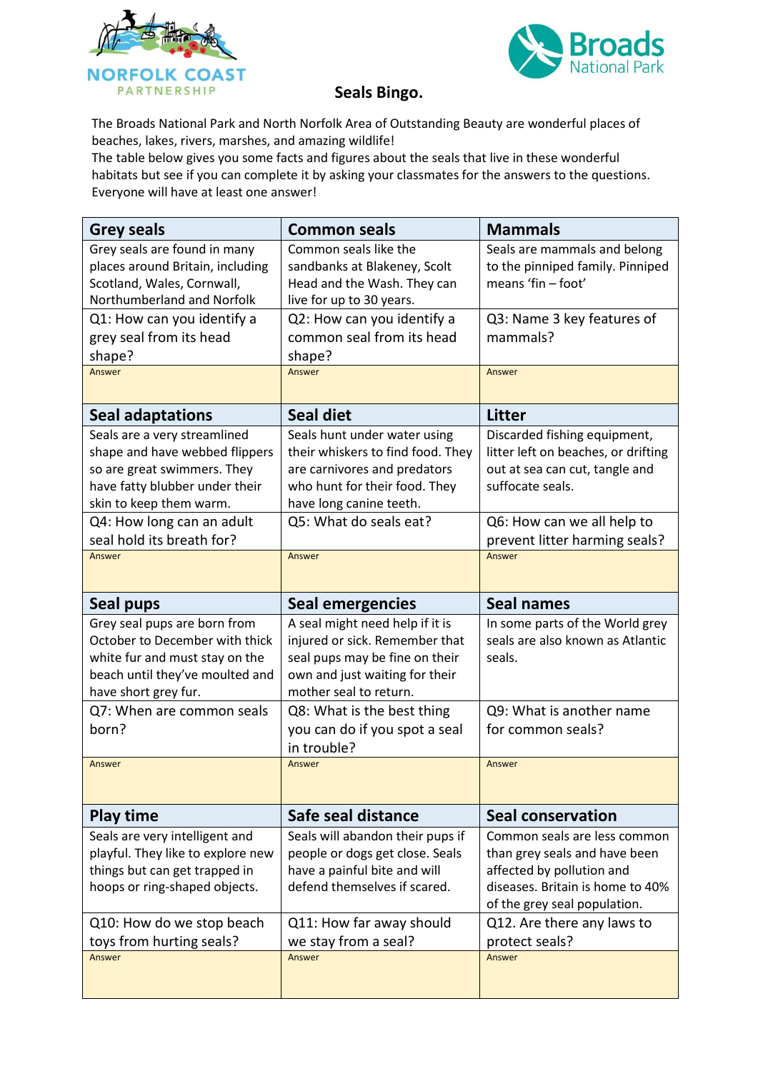NORFOLK COAST PARTNERSHIP

Broads National Park

# Seals Bingo.

The Broads National Park and North Norfolk Area of Outstanding Beauty are wonderful places of beaches, lakes, rivers, marshes, and amazing wildlife!
The table below gives you some facts and figures about the seals that live in these wonderful habitats but see if you can complete it by asking your classmates for the answers to the questions. Everyone will have at least one answer!

| Grey seals | Common seals | Mammals |
|---|---|---|
| Grey seals are found in many places around Britain, including Scotland, Wales, Cornwall, Northumberland and Norfolk | Common seals like the sandbanks at Blakeney, Scolt Head and the Wash. They can live for up to 30 years. | Seals are mammals and belong to the pinniped family. Pinniped means 'fin – foot' |
| Q1: How can you identify a grey seal from its head shape? | Q2: How can you identify a common seal from its head shape? | Q3: Name 3 key features of mammals? |
| Answer | Answer | Answer |
| **Seal adaptations** | **Seal diet** | **Litter** |
| Seals are a very streamlined shape and have webbed flippers so are great swimmers. They have fatty blubber under their skin to keep them warm. | Seals hunt under water using their whiskers to find food. They are carnivores and predators who hunt for their food. They have long canine teeth. | Discarded fishing equipment, litter left on beaches, or drifting out at sea can cut, tangle and suffocate seals. |
| Q4: How long can an adult seal hold its breath for? | Q5: What do seals eat? | Q6: How can we all help to prevent litter harming seals? |
| Answer | Answer | Answer |
| **Seal pups** | **Seal emergencies** | **Seal names** |
| Grey seal pups are born from October to December with thick white fur and must stay on the beach until they've moulted and have short grey fur. | A seal might need help if it is injured or sick. Remember that seal pups may be fine on their own and just waiting for their mother seal to return. | In some parts of the World grey seals are also known as Atlantic seals. |
| Q7: When are common seals born? | Q8: What is the best thing you can do if you spot a seal in trouble? | Q9: What is another name for common seals? |
| Answer | Answer | Answer |
| **Play time** | **Safe seal distance** | **Seal conservation** |
| Seals are very intelligent and playful. They like to explore new things but can get trapped in hoops or ring-shaped objects. | Seals will abandon their pups if people or dogs get close. Seals have a painful bite and will defend themselves if scared. | Common seals are less common than grey seals and have been affected by pollution and diseases. Britain is home to 40% of the grey seal population. |
| Q10: How do we stop beach toys from hurting seals? | Q11: How far away should we stay from a seal? | Q12. Are there any laws to protect seals? |
| Answer | Answer | Answer |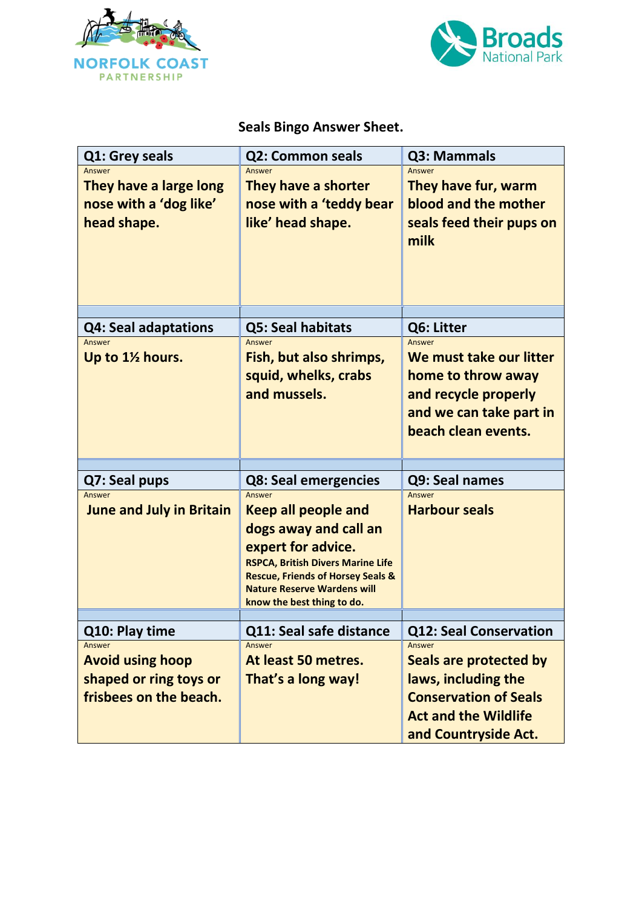NORFOLK COAST PARTNERSHIP

Broads National Park

## Seals Bingo Answer Sheet.

| Q1: Grey seals | Q2: Common seals | Q3: Mammals |
|---|---|---|
| Answer<br>**They have a large long nose with a 'dog like' head shape.** | Answer<br>**They have a shorter nose with a 'teddy bear like' head shape.** | Answer<br>**They have fur, warm blood and the mother seals feed their pups on milk** |
| **Q4: Seal adaptations** | **Q5: Seal habitats** | **Q6: Litter** |
| Answer<br>**Up to 1½ hours.** | Answer<br>**Fish, but also shrimps, squid, whelks, crabs and mussels.** | Answer<br>**We must take our litter home to throw away and recycle properly and we can take part in beach clean events.** |
| **Q7: Seal pups** | **Q8: Seal emergencies** | **Q9: Seal names** |
| Answer<br>**June and July in Britain** | Answer<br>**Keep all people and dogs away and call an expert for advice.**<br>**RSPCA, British Divers Marine Life Rescue, Friends of Horsey Seals & Nature Reserve Wardens will know the best thing to do.** | Answer<br>**Harbour seals** |
| **Q10: Play time** | **Q11: Seal safe distance** | **Q12: Seal Conservation** |
| Answer<br>**Avoid using hoop shaped or ring toys or frisbees on the beach.** | Answer<br>**At least 50 metres. That's a long way!** | Answer<br>**Seals are protected by laws, including the Conservation of Seals Act and the Wildlife and Countryside Act.** |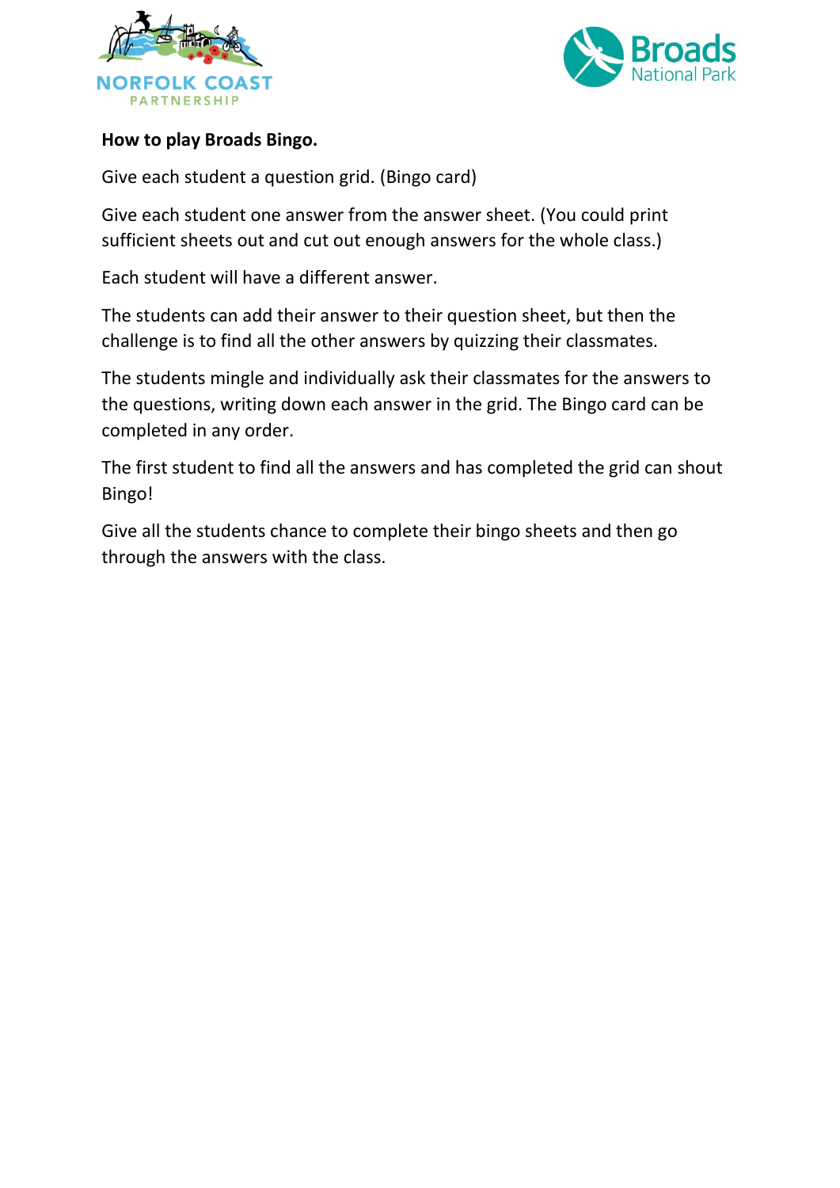**How to play Broads Bingo.**

Give each student a question grid. (Bingo card)

Give each student one answer from the answer sheet. (You could print sufficient sheets out and cut out enough answers for the whole class.)

Each student will have a different answer.

The students can add their answer to their question sheet, but then the challenge is to find all the other answers by quizzing their classmates.

The students mingle and individually ask their classmates for the answers to the questions, writing down each answer in the grid. The Bingo card can be completed in any order.

The first student to find all the answers and has completed the grid can shout Bingo!

Give all the students chance to complete their bingo sheets and then go through the answers with the class.